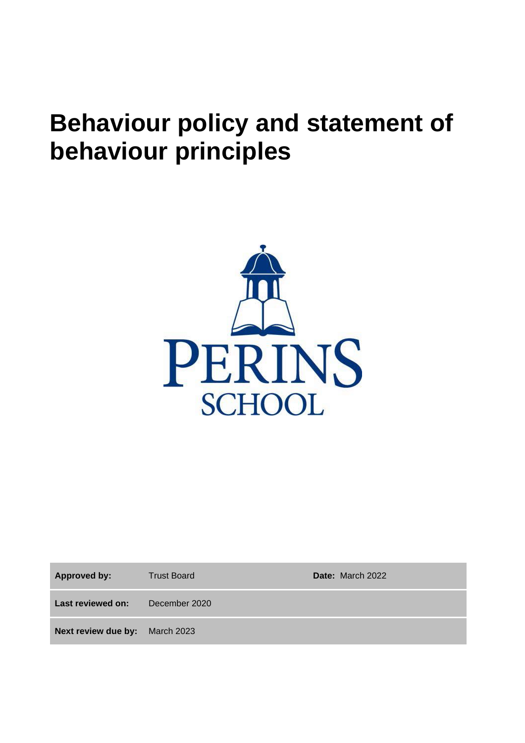# Behaviour policy and statement of behaviour principles

PERINS SCHOOL

| **Approved by:** | Trust Board | **Date:** March 2022 |
| --- | --- | --- |
| **Last reviewed on:** | December 2020 | |
| **Next review due by:** | March 2023 | |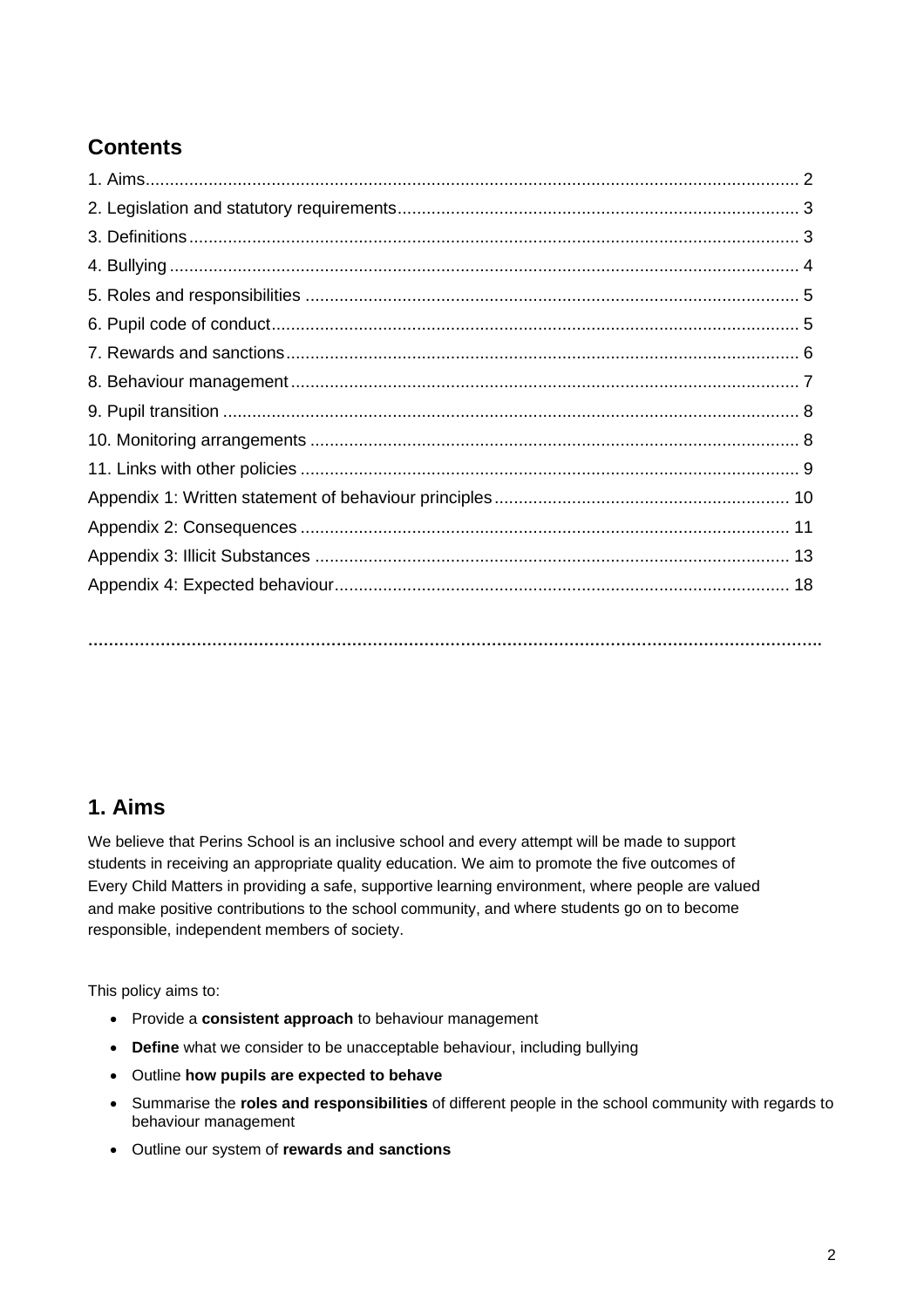## Contents

1. Aims.......................................................................................................................................... 2
2. Legislation and statutory requirements.................................................................................. 3
3. Definitions............................................................................................................................. 3
4. Bullying ................................................................................................................................. 4
5. Roles and responsibilities ..................................................................................................... 5
6. Pupil code of conduct............................................................................................................ 5
7. Rewards and sanctions......................................................................................................... 6
8. Behaviour management........................................................................................................ 7
9. Pupil transition ...................................................................................................................... 8
10. Monitoring arrangements .................................................................................................... 8
11. Links with other policies ...................................................................................................... 9

Appendix 1: Written statement of behaviour principles............................................................ 10
Appendix 2: Consequences .................................................................................................... 11
Appendix 3: Illicit Substances ................................................................................................. 13
Appendix 4: Expected behaviour............................................................................................. 18

…………………………………………………………………………………………………………………………….

## 1. Aims

We believe that Perins School is an inclusive school and every attempt will be made to support students in receiving an appropriate quality education. We aim to promote the five outcomes of Every Child Matters in providing a safe, supportive learning environment, where people are valued and make positive contributions to the school community, and where students go on to become responsible, independent members of society.

This policy aims to:

- Provide a **consistent approach** to behaviour management
- **Define** what we consider to be unacceptable behaviour, including bullying
- Outline **how pupils are expected to behave**
- Summarise the **roles and responsibilities** of different people in the school community with regards to behaviour management
- Outline our system of **rewards and sanctions**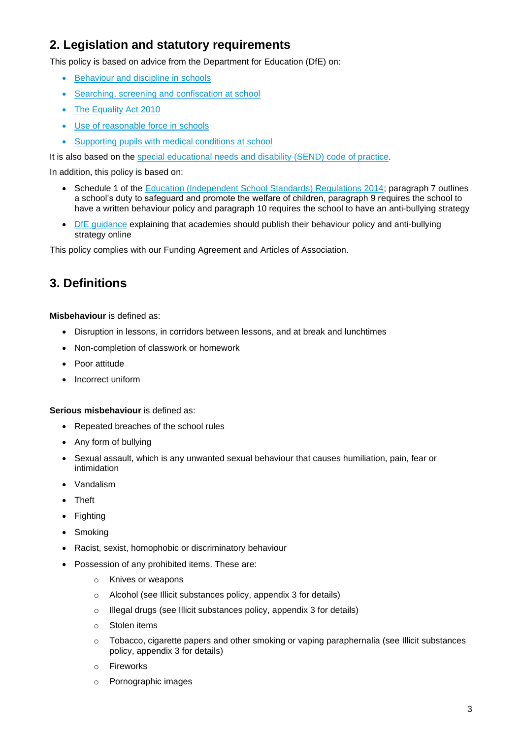## 2. Legislation and statutory requirements

This policy is based on advice from the Department for Education (DfE) on:

- Behaviour and discipline in schools
- Searching, screening and confiscation at school
- The Equality Act 2010
- Use of reasonable force in schools
- Supporting pupils with medical conditions at school

It is also based on the special educational needs and disability (SEND) code of practice.

In addition, this policy is based on:

- Schedule 1 of the Education (Independent School Standards) Regulations 2014; paragraph 7 outlines a school's duty to safeguard and promote the welfare of children, paragraph 9 requires the school to have a written behaviour policy and paragraph 10 requires the school to have an anti-bullying strategy
- DfE guidance explaining that academies should publish their behaviour policy and anti-bullying strategy online

This policy complies with our Funding Agreement and Articles of Association.

## 3. Definitions

**Misbehaviour** is defined as:

- Disruption in lessons, in corridors between lessons, and at break and lunchtimes
- Non-completion of classwork or homework
- Poor attitude
- Incorrect uniform

**Serious misbehaviour** is defined as:

- Repeated breaches of the school rules
- Any form of bullying
- Sexual assault, which is any unwanted sexual behaviour that causes humiliation, pain, fear or intimidation
- Vandalism
- Theft
- Fighting
- Smoking
- Racist, sexist, homophobic or discriminatory behaviour
- Possession of any prohibited items. These are:
    - Knives or weapons
    - Alcohol (see Illicit substances policy, appendix 3 for details)
    - Illegal drugs (see Illicit substances policy, appendix 3 for details)
    - Stolen items
    - Tobacco, cigarette papers and other smoking or vaping paraphernalia (see Illicit substances policy, appendix 3 for details)
    - Fireworks
    - Pornographic images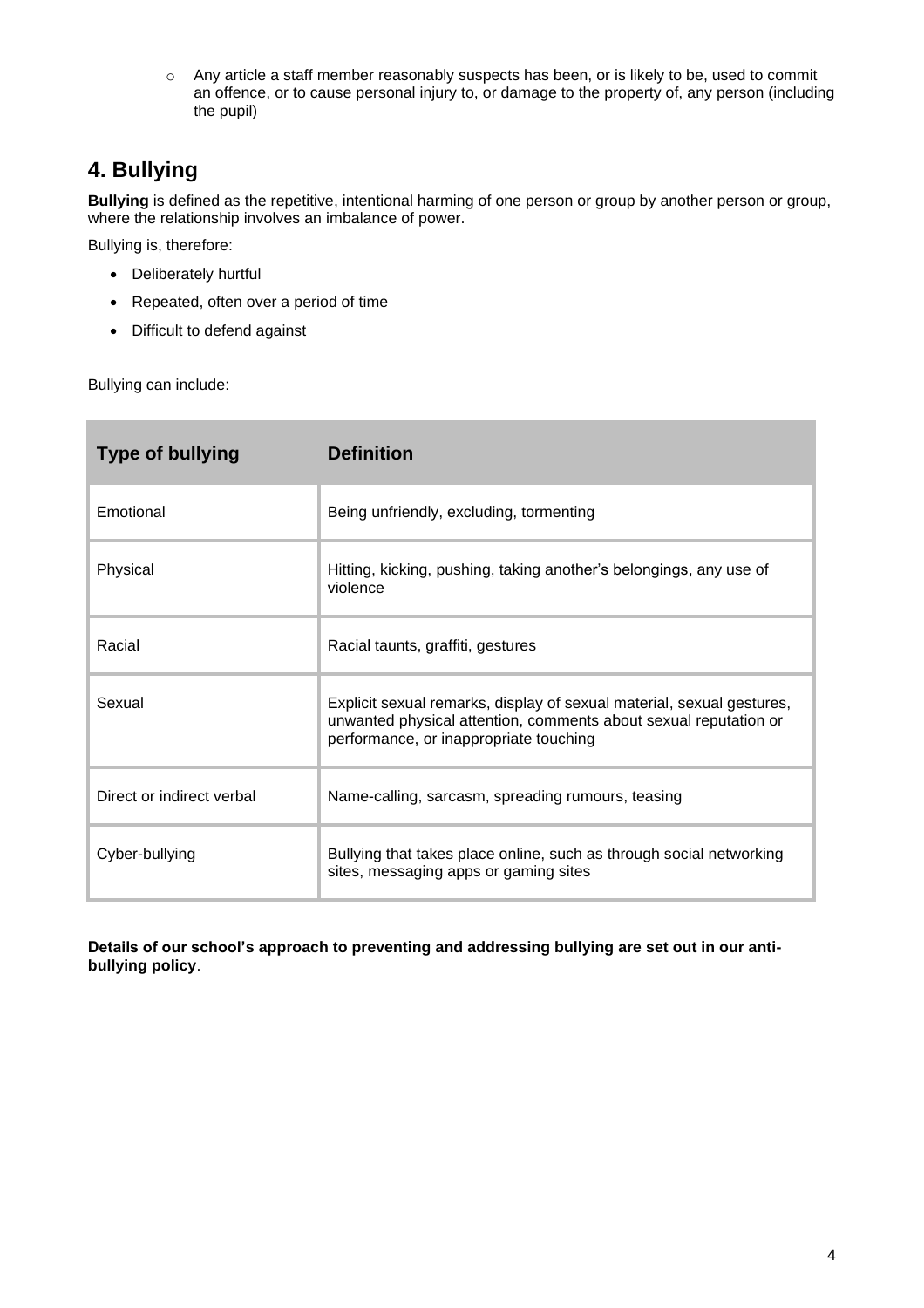- Any article a staff member reasonably suspects has been, or is likely to be, used to commit an offence, or to cause personal injury to, or damage to the property of, any person (including the pupil)

## 4. Bullying

**Bullying** is defined as the repetitive, intentional harming of one person or group by another person or group, where the relationship involves an imbalance of power.

Bullying is, therefore:

- Deliberately hurtful
- Repeated, often over a period of time
- Difficult to defend against

Bullying can include:

| Type of bullying | Definition |
| --- | --- |
| Emotional | Being unfriendly, excluding, tormenting |
| Physical | Hitting, kicking, pushing, taking another's belongings, any use of violence |
| Racial | Racial taunts, graffiti, gestures |
| Sexual | Explicit sexual remarks, display of sexual material, sexual gestures, unwanted physical attention, comments about sexual reputation or performance, or inappropriate touching |
| Direct or indirect verbal | Name-calling, sarcasm, spreading rumours, teasing |
| Cyber-bullying | Bullying that takes place online, such as through social networking sites, messaging apps or gaming sites |

**Details of our school's approach to preventing and addressing bullying are set out in our anti-bullying policy**.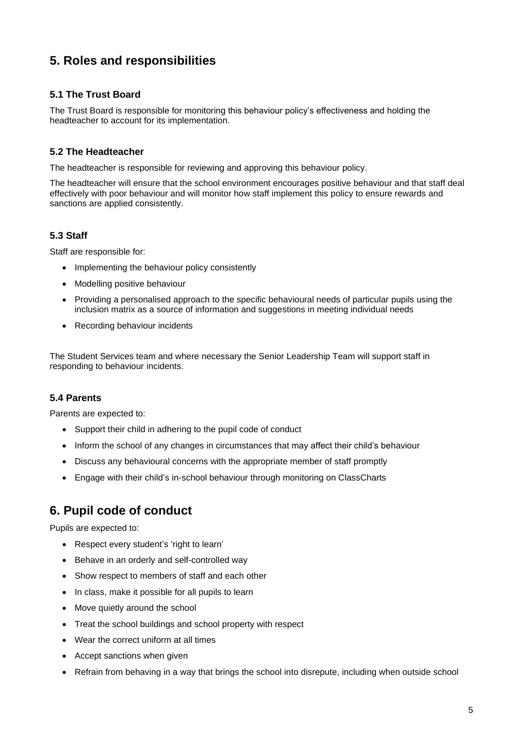## 5. Roles and responsibilities

### 5.1 The Trust Board

The Trust Board is responsible for monitoring this behaviour policy's effectiveness and holding the headteacher to account for its implementation.

### 5.2 The Headteacher

The headteacher is responsible for reviewing and approving this behaviour policy.

The headteacher will ensure that the school environment encourages positive behaviour and that staff deal effectively with poor behaviour and will monitor how staff implement this policy to ensure rewards and sanctions are applied consistently.

### 5.3 Staff

Staff are responsible for:

- Implementing the behaviour policy consistently
- Modelling positive behaviour
- Providing a personalised approach to the specific behavioural needs of particular pupils using the inclusion matrix as a source of information and suggestions in meeting individual needs
- Recording behaviour incidents

The Student Services team and where necessary the Senior Leadership Team will support staff in responding to behaviour incidents.

### 5.4 Parents

Parents are expected to:

- Support their child in adhering to the pupil code of conduct
- Inform the school of any changes in circumstances that may affect their child's behaviour
- Discuss any behavioural concerns with the appropriate member of staff promptly
- Engage with their child's in-school behaviour through monitoring on ClassCharts

## 6. Pupil code of conduct

Pupils are expected to:

- Respect every student's 'right to learn'
- Behave in an orderly and self-controlled way
- Show respect to members of staff and each other
- In class, make it possible for all pupils to learn
- Move quietly around the school
- Treat the school buildings and school property with respect
- Wear the correct uniform at all times
- Accept sanctions when given
- Refrain from behaving in a way that brings the school into disrepute, including when outside school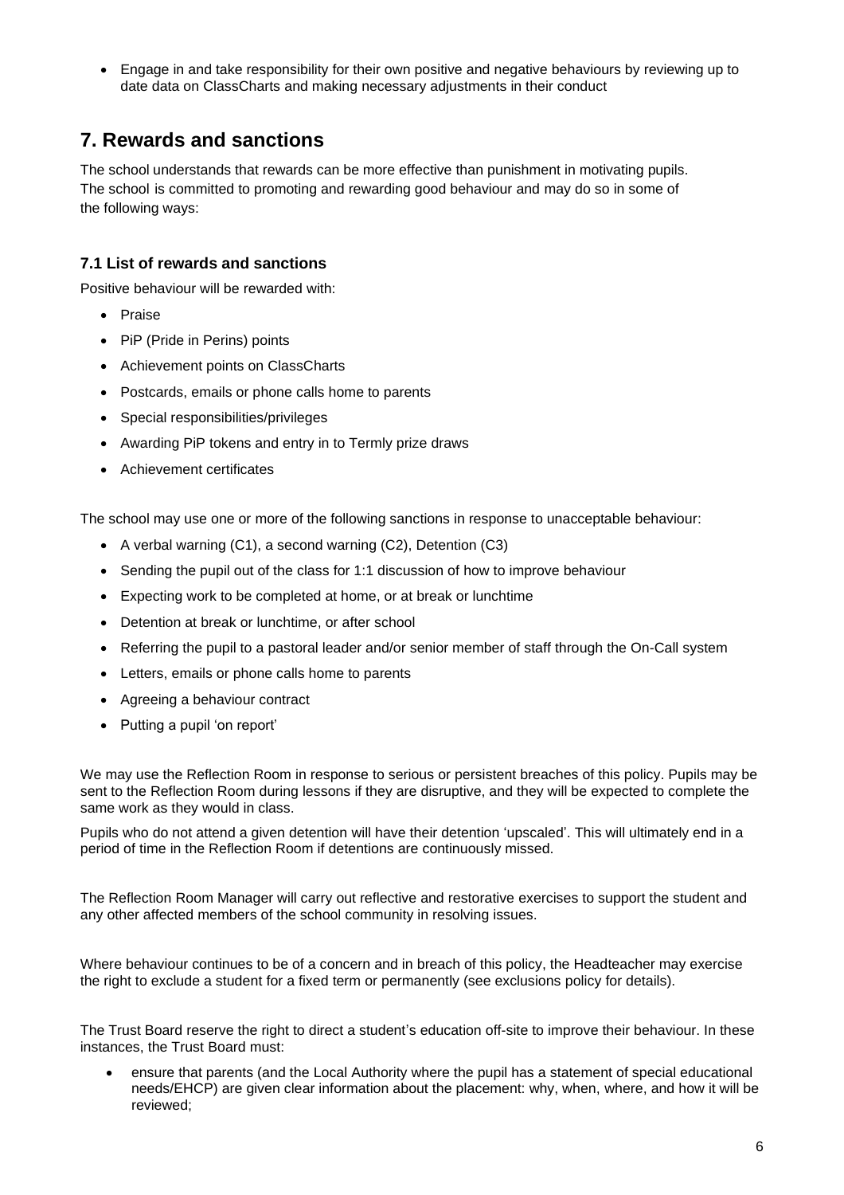- Engage in and take responsibility for their own positive and negative behaviours by reviewing up to date data on ClassCharts and making necessary adjustments in their conduct

## 7. Rewards and sanctions

The school understands that rewards can be more effective than punishment in motivating pupils. The school is committed to promoting and rewarding good behaviour and may do so in some of the following ways:

### 7.1 List of rewards and sanctions

Positive behaviour will be rewarded with:

- Praise
- PiP (Pride in Perins) points
- Achievement points on ClassCharts
- Postcards, emails or phone calls home to parents
- Special responsibilities/privileges
- Awarding PiP tokens and entry in to Termly prize draws
- Achievement certificates

The school may use one or more of the following sanctions in response to unacceptable behaviour:

- A verbal warning (C1), a second warning (C2), Detention (C3)
- Sending the pupil out of the class for 1:1 discussion of how to improve behaviour
- Expecting work to be completed at home, or at break or lunchtime
- Detention at break or lunchtime, or after school
- Referring the pupil to a pastoral leader and/or senior member of staff through the On-Call system
- Letters, emails or phone calls home to parents
- Agreeing a behaviour contract
- Putting a pupil 'on report'

We may use the Reflection Room in response to serious or persistent breaches of this policy. Pupils may be sent to the Reflection Room during lessons if they are disruptive, and they will be expected to complete the same work as they would in class.

Pupils who do not attend a given detention will have their detention 'upscaled'. This will ultimately end in a period of time in the Reflection Room if detentions are continuously missed.

The Reflection Room Manager will carry out reflective and restorative exercises to support the student and any other affected members of the school community in resolving issues.

Where behaviour continues to be of a concern and in breach of this policy, the Headteacher may exercise the right to exclude a student for a fixed term or permanently (see exclusions policy for details).

The Trust Board reserve the right to direct a student's education off-site to improve their behaviour. In these instances, the Trust Board must:

- ensure that parents (and the Local Authority where the pupil has a statement of special educational needs/EHCP) are given clear information about the placement: why, when, where, and how it will be reviewed;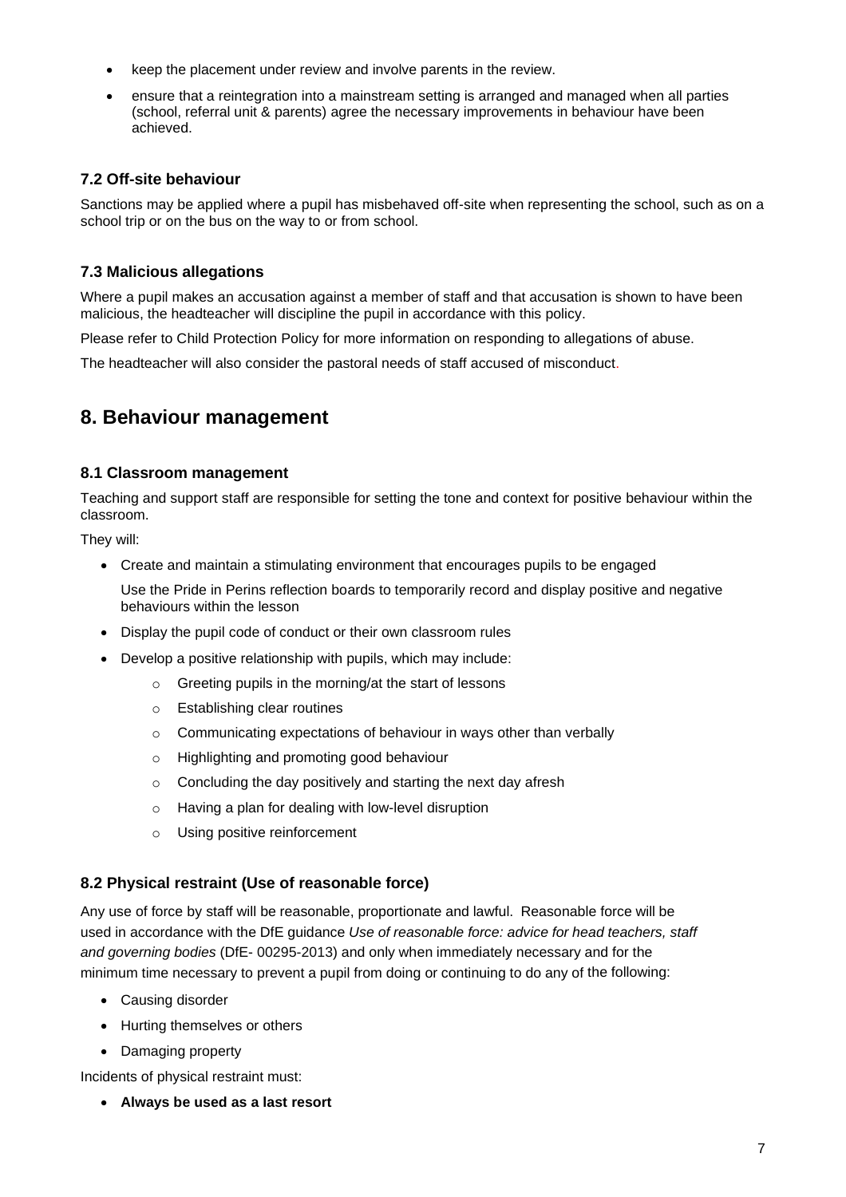- keep the placement under review and involve parents in the review.
- ensure that a reintegration into a mainstream setting is arranged and managed when all parties (school, referral unit & parents) agree the necessary improvements in behaviour have been achieved.

### 7.2 Off-site behaviour

Sanctions may be applied where a pupil has misbehaved off-site when representing the school, such as on a school trip or on the bus on the way to or from school.

### 7.3 Malicious allegations

Where a pupil makes an accusation against a member of staff and that accusation is shown to have been malicious, the headteacher will discipline the pupil in accordance with this policy.

Please refer to Child Protection Policy for more information on responding to allegations of abuse.

The headteacher will also consider the pastoral needs of staff accused of misconduct.

## 8. Behaviour management

### 8.1 Classroom management

Teaching and support staff are responsible for setting the tone and context for positive behaviour within the classroom.

They will:

- Create and maintain a stimulating environment that encourages pupils to be engaged

  Use the Pride in Perins reflection boards to temporarily record and display positive and negative behaviours within the lesson
- Display the pupil code of conduct or their own classroom rules
- Develop a positive relationship with pupils, which may include:
  - Greeting pupils in the morning/at the start of lessons
  - Establishing clear routines
  - Communicating expectations of behaviour in ways other than verbally
  - Highlighting and promoting good behaviour
  - Concluding the day positively and starting the next day afresh
  - Having a plan for dealing with low-level disruption
  - Using positive reinforcement

### 8.2 Physical restraint (Use of reasonable force)

Any use of force by staff will be reasonable, proportionate and lawful. Reasonable force will be used in accordance with the DfE guidance *Use of reasonable force: advice for head teachers, staff and governing bodies* (DfE- 00295-2013) and only when immediately necessary and for the minimum time necessary to prevent a pupil from doing or continuing to do any of the following:

- Causing disorder
- Hurting themselves or others
- Damaging property

Incidents of physical restraint must:

- **Always be used as a last resort**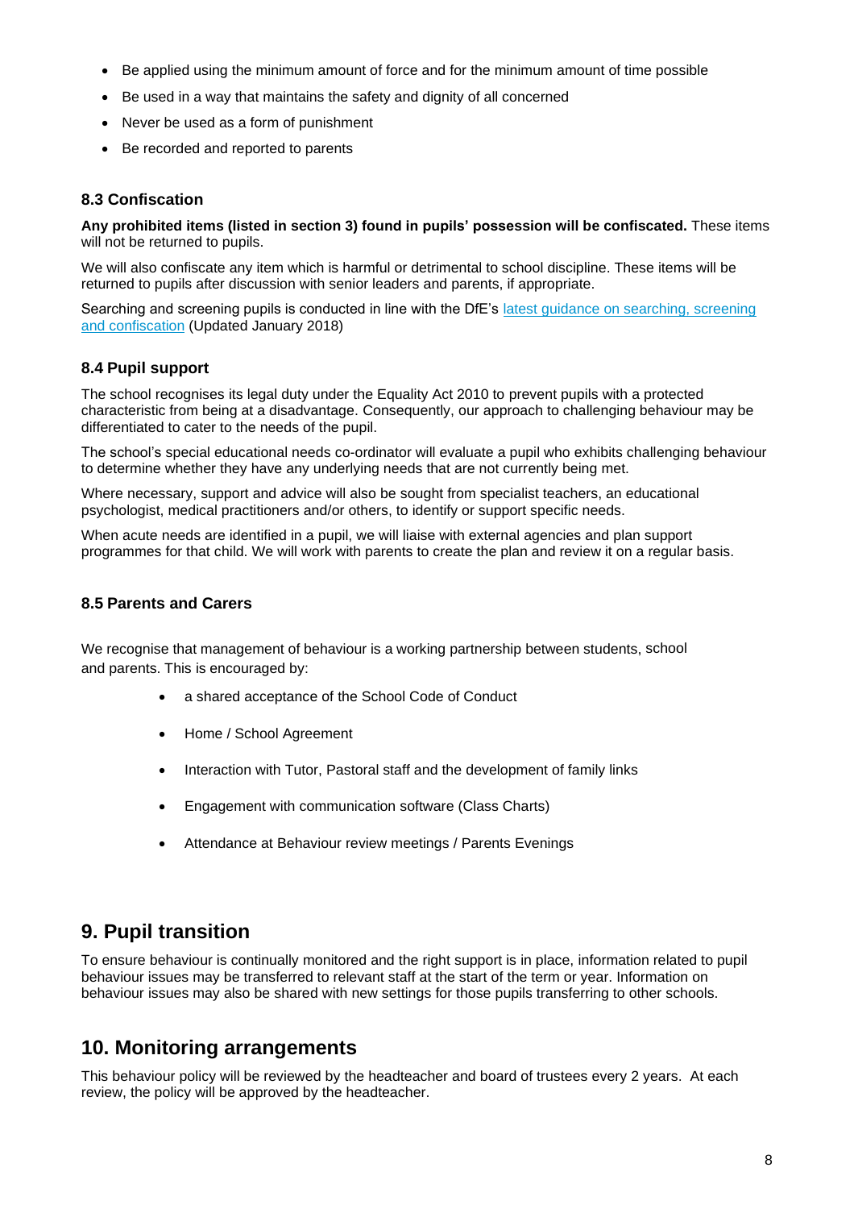- Be applied using the minimum amount of force and for the minimum amount of time possible
- Be used in a way that maintains the safety and dignity of all concerned
- Never be used as a form of punishment
- Be recorded and reported to parents

### 8.3 Confiscation

**Any prohibited items (listed in section 3) found in pupils' possession will be confiscated.** These items will not be returned to pupils.

We will also confiscate any item which is harmful or detrimental to school discipline. These items will be returned to pupils after discussion with senior leaders and parents, if appropriate.

Searching and screening pupils is conducted in line with the DfE's [latest guidance on searching, screening and confiscation](#) (Updated January 2018)

### 8.4 Pupil support

The school recognises its legal duty under the Equality Act 2010 to prevent pupils with a protected characteristic from being at a disadvantage. Consequently, our approach to challenging behaviour may be differentiated to cater to the needs of the pupil.

The school's special educational needs co-ordinator will evaluate a pupil who exhibits challenging behaviour to determine whether they have any underlying needs that are not currently being met.

Where necessary, support and advice will also be sought from specialist teachers, an educational psychologist, medical practitioners and/or others, to identify or support specific needs.

When acute needs are identified in a pupil, we will liaise with external agencies and plan support programmes for that child. We will work with parents to create the plan and review it on a regular basis.

### 8.5 Parents and Carers

We recognise that management of behaviour is a working partnership between students, school and parents. This is encouraged by:

- a shared acceptance of the School Code of Conduct
- Home / School Agreement
- Interaction with Tutor, Pastoral staff and the development of family links
- Engagement with communication software (Class Charts)
- Attendance at Behaviour review meetings / Parents Evenings

## 9. Pupil transition

To ensure behaviour is continually monitored and the right support is in place, information related to pupil behaviour issues may be transferred to relevant staff at the start of the term or year. Information on behaviour issues may also be shared with new settings for those pupils transferring to other schools.

## 10. Monitoring arrangements

This behaviour policy will be reviewed by the headteacher and board of trustees every 2 years. At each review, the policy will be approved by the headteacher.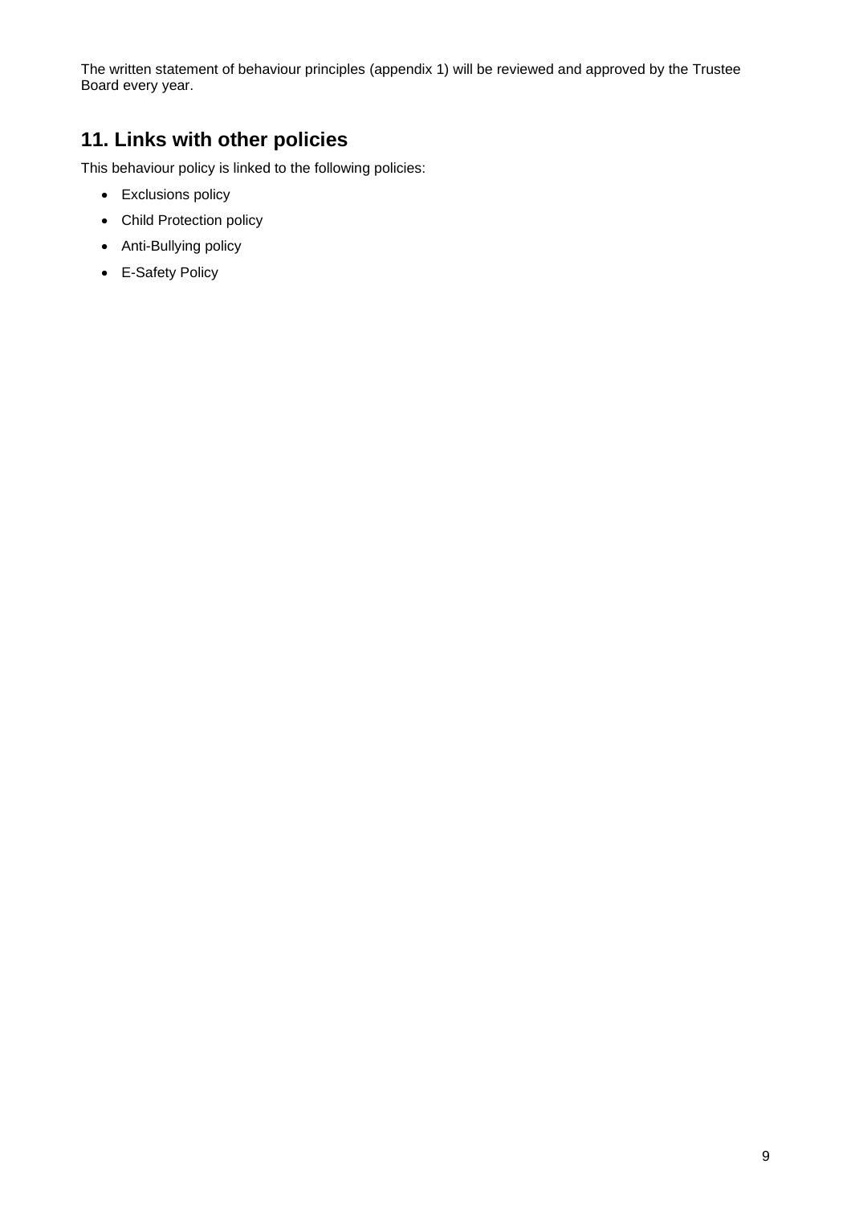The written statement of behaviour principles (appendix 1) will be reviewed and approved by the Trustee Board every year.

## 11. Links with other policies

This behaviour policy is linked to the following policies:

- Exclusions policy
- Child Protection policy
- Anti-Bullying policy
- E-Safety Policy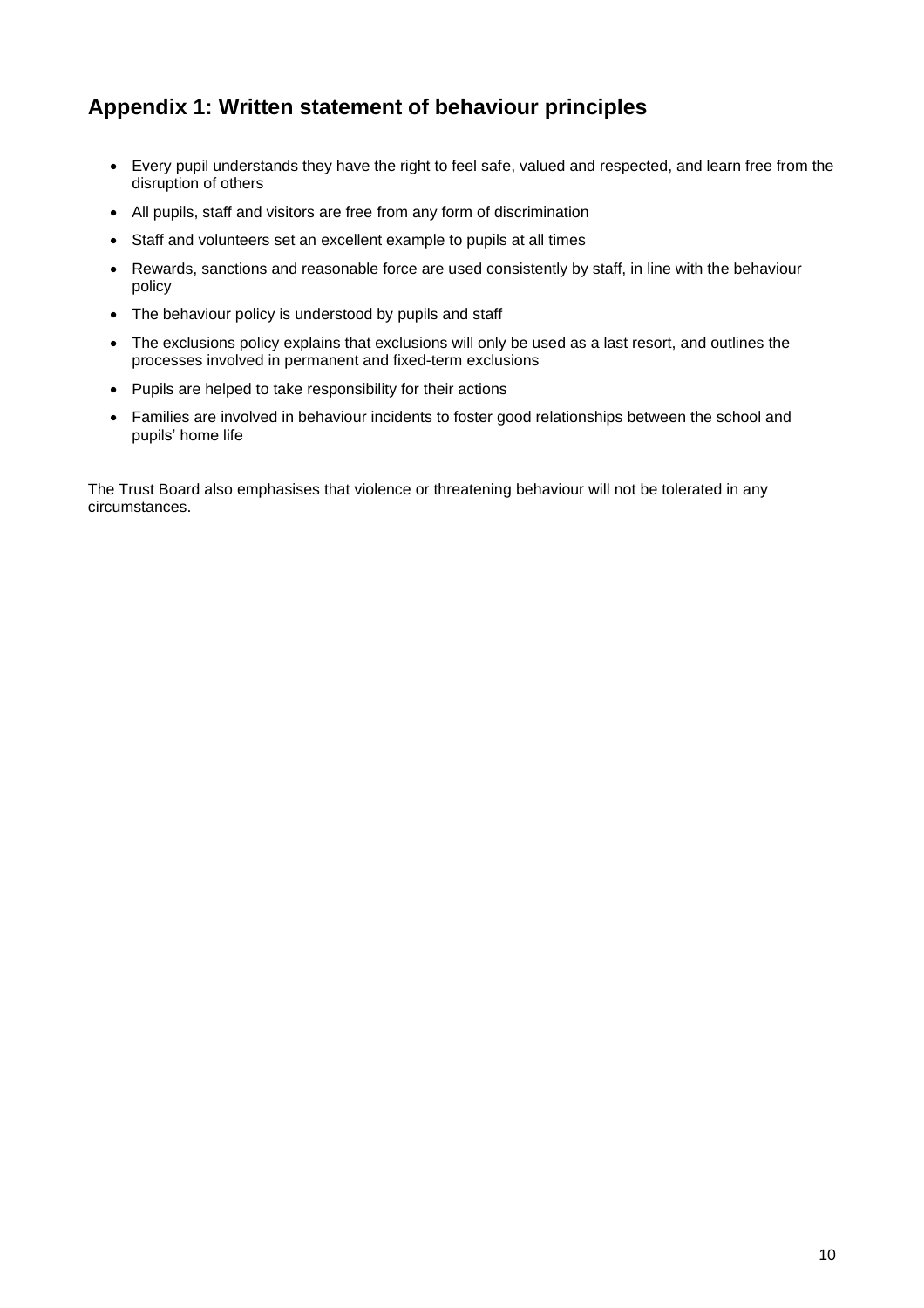## Appendix 1: Written statement of behaviour principles

- Every pupil understands they have the right to feel safe, valued and respected, and learn free from the disruption of others
- All pupils, staff and visitors are free from any form of discrimination
- Staff and volunteers set an excellent example to pupils at all times
- Rewards, sanctions and reasonable force are used consistently by staff, in line with the behaviour policy
- The behaviour policy is understood by pupils and staff
- The exclusions policy explains that exclusions will only be used as a last resort, and outlines the processes involved in permanent and fixed-term exclusions
- Pupils are helped to take responsibility for their actions
- Families are involved in behaviour incidents to foster good relationships between the school and pupils' home life

The Trust Board also emphasises that violence or threatening behaviour will not be tolerated in any circumstances.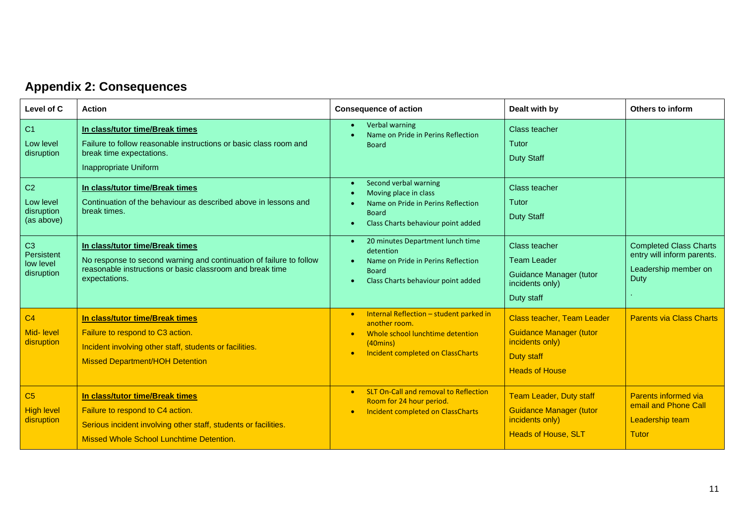## Appendix 2: Consequences

| Level of C | Action | Consequence of action | Dealt with by | Others to inform |
|---|---|---|---|---|
| C1<br>Low level disruption | **In class/tutor time/Break times**<br>Failure to follow reasonable instructions or basic class room and break time expectations.<br>Inappropriate Uniform | • Verbal warning<br>• Name on Pride in Perins Reflection Board | Class teacher<br>Tutor<br>Duty Staff | |
| C2<br>Low level disruption (as above) | **In class/tutor time/Break times**<br>Continuation of the behaviour as described above in lessons and break times. | • Second verbal warning<br>• Moving place in class<br>• Name on Pride in Perins Reflection Board<br>• Class Charts behaviour point added | Class teacher<br>Tutor<br>Duty Staff | |
| C3<br>Persistent low level disruption | **In class/tutor time/Break times**<br>No response to second warning and continuation of failure to follow reasonable instructions or basic classroom and break time expectations. | • 20 minutes Department lunch time detention<br>• Name on Pride in Perins Reflection Board<br>• Class Charts behaviour point added | Class teacher<br>Team Leader<br>Guidance Manager (tutor incidents only)<br>Duty staff | Completed Class Charts entry will inform parents.<br>Leadership member on Duty<br>. |
| C4<br>Mid- level disruption | **In class/tutor time/Break times**<br>Failure to respond to C3 action.<br>Incident involving other staff, students or facilities.<br>Missed Department/HOH Detention | • Internal Reflection – student parked in another room.<br>• Whole school lunchtime detention (40mins)<br>• Incident completed on ClassCharts | Class teacher, Team Leader<br>Guidance Manager (tutor incidents only)<br>Duty staff<br>Heads of House | Parents via Class Charts |
| C5<br>High level disruption | **In class/tutor time/Break times**<br>Failure to respond to C4 action.<br>Serious incident involving other staff, students or facilities.<br>Missed Whole School Lunchtime Detention. | • SLT On-Call and removal to Reflection Room for 24 hour period.<br>• Incident completed on ClassCharts | Team Leader, Duty staff<br>Guidance Manager (tutor incidents only)<br>Heads of House, SLT | Parents informed via email and Phone Call<br>Leadership team<br>Tutor |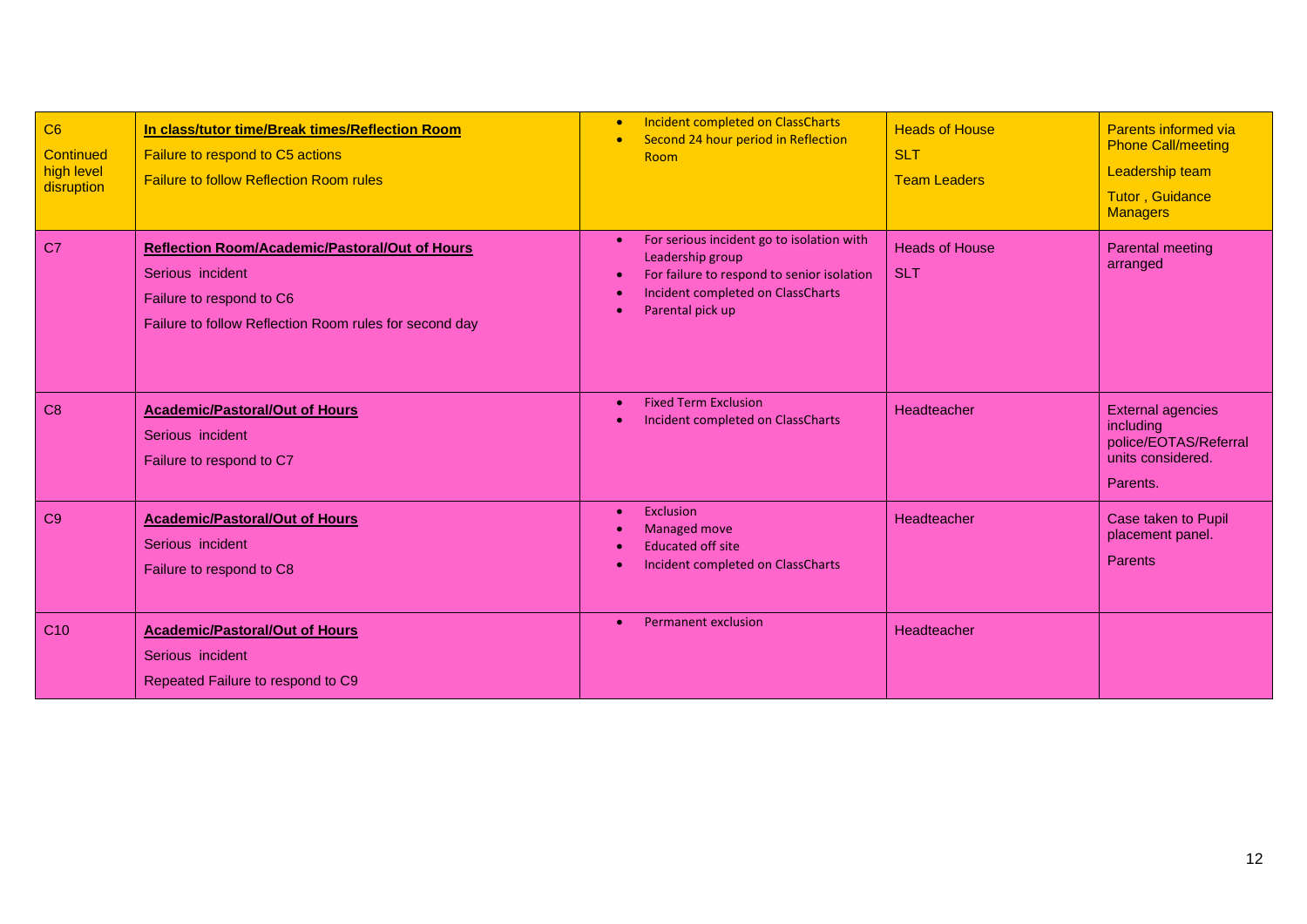| C6 Continued high level disruption | **In class/tutor time/Break times/Reflection Room**<br>Failure to respond to C5 actions<br>Failure to follow Reflection Room rules | • Incident completed on ClassCharts<br>• Second 24 hour period in Reflection Room | Heads of House<br>SLT<br>Team Leaders | Parents informed via Phone Call/meeting<br>Leadership team<br>Tutor , Guidance Managers |
|---|---|---|---|---|
| C7 | **Reflection Room/Academic/Pastoral/Out of Hours**<br>Serious incident<br>Failure to respond to C6<br>Failure to follow Reflection Room rules for second day | • For serious incident go to isolation with Leadership group<br>• For failure to respond to senior isolation<br>• Incident completed on ClassCharts<br>• Parental pick up | Heads of House<br>SLT | Parental meeting arranged |
| C8 | **Academic/Pastoral/Out of Hours**<br>Serious incident<br>Failure to respond to C7 | • Fixed Term Exclusion<br>• Incident completed on ClassCharts | Headteacher | External agencies including police/EOTAS/Referral units considered.<br>Parents. |
| C9 | **Academic/Pastoral/Out of Hours**<br>Serious incident<br>Failure to respond to C8 | • Exclusion<br>• Managed move<br>• Educated off site<br>• Incident completed on ClassCharts | Headteacher | Case taken to Pupil placement panel.<br>Parents |
| C10 | **Academic/Pastoral/Out of Hours**<br>Serious incident<br>Repeated Failure to respond to C9 | • Permanent exclusion | Headteacher | |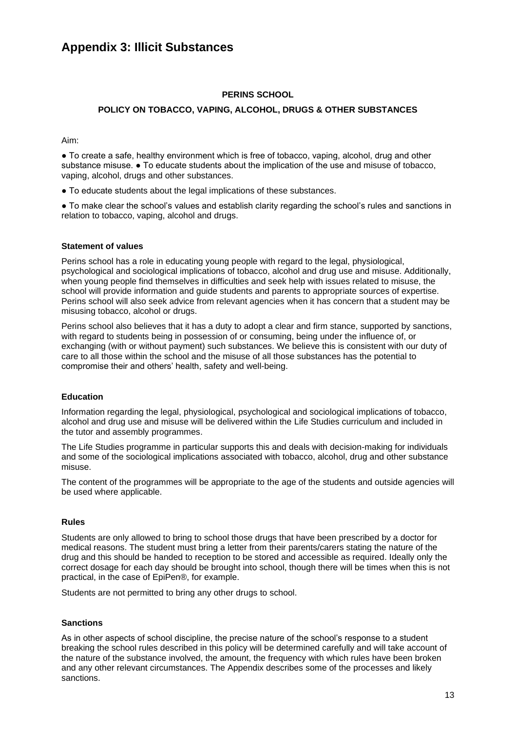# Appendix 3: Illicit Substances

**PERINS SCHOOL**

**POLICY ON TOBACCO, VAPING, ALCOHOL, DRUGS & OTHER SUBSTANCES**

Aim:

● To create a safe, healthy environment which is free of tobacco, vaping, alcohol, drug and other substance misuse. ● To educate students about the implication of the use and misuse of tobacco, vaping, alcohol, drugs and other substances.

● To educate students about the legal implications of these substances.

● To make clear the school's values and establish clarity regarding the school's rules and sanctions in relation to tobacco, vaping, alcohol and drugs.

**Statement of values**

Perins school has a role in educating young people with regard to the legal, physiological, psychological and sociological implications of tobacco, alcohol and drug use and misuse. Additionally, when young people find themselves in difficulties and seek help with issues related to misuse, the school will provide information and guide students and parents to appropriate sources of expertise. Perins school will also seek advice from relevant agencies when it has concern that a student may be misusing tobacco, alcohol or drugs.

Perins school also believes that it has a duty to adopt a clear and firm stance, supported by sanctions, with regard to students being in possession of or consuming, being under the influence of, or exchanging (with or without payment) such substances. We believe this is consistent with our duty of care to all those within the school and the misuse of all those substances has the potential to compromise their and others' health, safety and well-being.

**Education**

Information regarding the legal, physiological, psychological and sociological implications of tobacco, alcohol and drug use and misuse will be delivered within the Life Studies curriculum and included in the tutor and assembly programmes.

The Life Studies programme in particular supports this and deals with decision-making for individuals and some of the sociological implications associated with tobacco, alcohol, drug and other substance misuse.

The content of the programmes will be appropriate to the age of the students and outside agencies will be used where applicable.

**Rules**

Students are only allowed to bring to school those drugs that have been prescribed by a doctor for medical reasons. The student must bring a letter from their parents/carers stating the nature of the drug and this should be handed to reception to be stored and accessible as required. Ideally only the correct dosage for each day should be brought into school, though there will be times when this is not practical, in the case of EpiPen®, for example.

Students are not permitted to bring any other drugs to school.

**Sanctions**

As in other aspects of school discipline, the precise nature of the school's response to a student breaking the school rules described in this policy will be determined carefully and will take account of the nature of the substance involved, the amount, the frequency with which rules have been broken and any other relevant circumstances. The Appendix describes some of the processes and likely sanctions.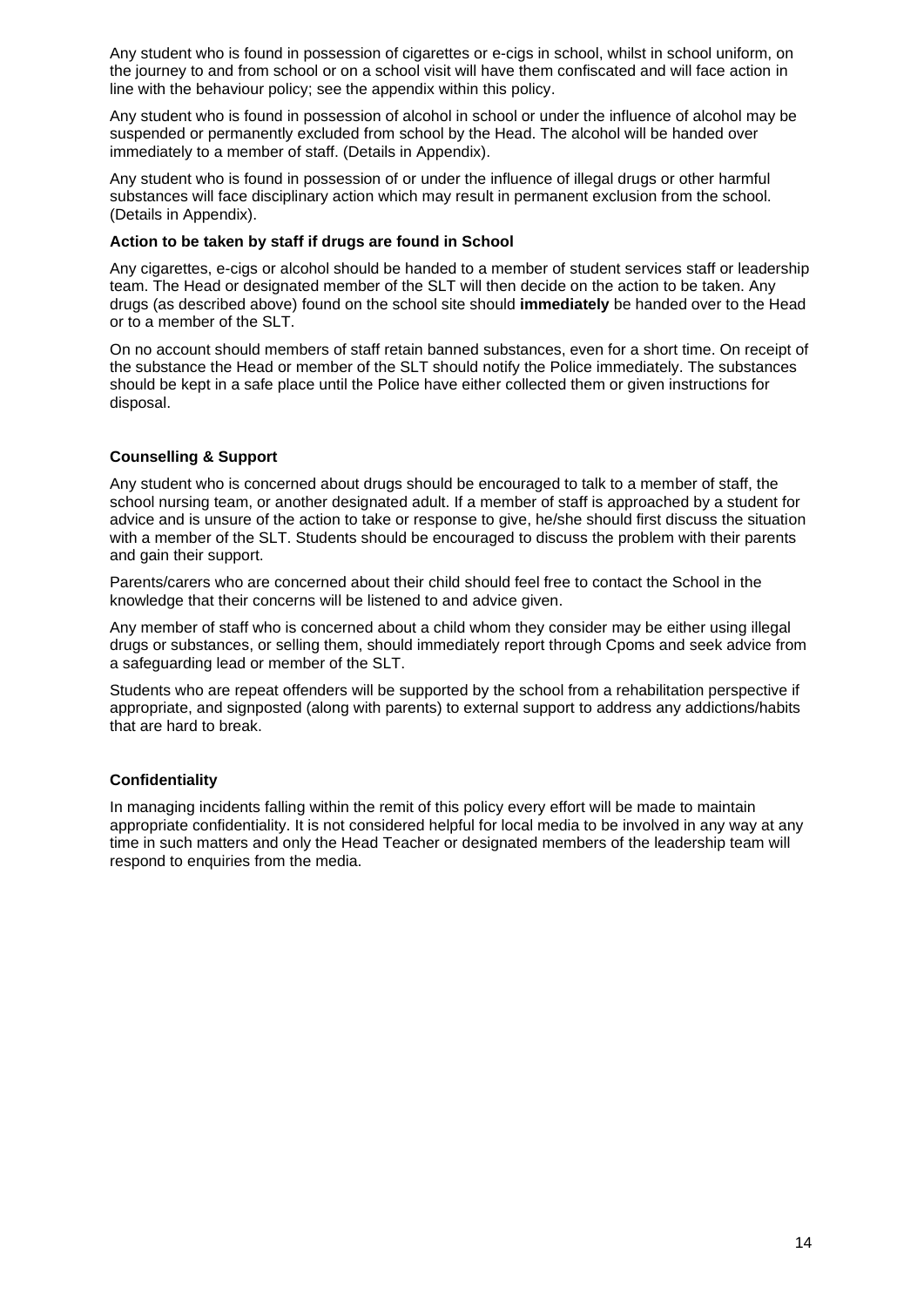Any student who is found in possession of cigarettes or e-cigs in school, whilst in school uniform, on the journey to and from school or on a school visit will have them confiscated and will face action in line with the behaviour policy; see the appendix within this policy.

Any student who is found in possession of alcohol in school or under the influence of alcohol may be suspended or permanently excluded from school by the Head. The alcohol will be handed over immediately to a member of staff. (Details in Appendix).

Any student who is found in possession of or under the influence of illegal drugs or other harmful substances will face disciplinary action which may result in permanent exclusion from the school. (Details in Appendix).

**Action to be taken by staff if drugs are found in School**

Any cigarettes, e-cigs or alcohol should be handed to a member of student services staff or leadership team. The Head or designated member of the SLT will then decide on the action to be taken. Any drugs (as described above) found on the school site should **immediately** be handed over to the Head or to a member of the SLT.

On no account should members of staff retain banned substances, even for a short time. On receipt of the substance the Head or member of the SLT should notify the Police immediately. The substances should be kept in a safe place until the Police have either collected them or given instructions for disposal.

**Counselling & Support**

Any student who is concerned about drugs should be encouraged to talk to a member of staff, the school nursing team, or another designated adult. If a member of staff is approached by a student for advice and is unsure of the action to take or response to give, he/she should first discuss the situation with a member of the SLT. Students should be encouraged to discuss the problem with their parents and gain their support.

Parents/carers who are concerned about their child should feel free to contact the School in the knowledge that their concerns will be listened to and advice given.

Any member of staff who is concerned about a child whom they consider may be either using illegal drugs or substances, or selling them, should immediately report through Cpoms and seek advice from a safeguarding lead or member of the SLT.

Students who are repeat offenders will be supported by the school from a rehabilitation perspective if appropriate, and signposted (along with parents) to external support to address any addictions/habits that are hard to break.

**Confidentiality**

In managing incidents falling within the remit of this policy every effort will be made to maintain appropriate confidentiality. It is not considered helpful for local media to be involved in any way at any time in such matters and only the Head Teacher or designated members of the leadership team will respond to enquiries from the media.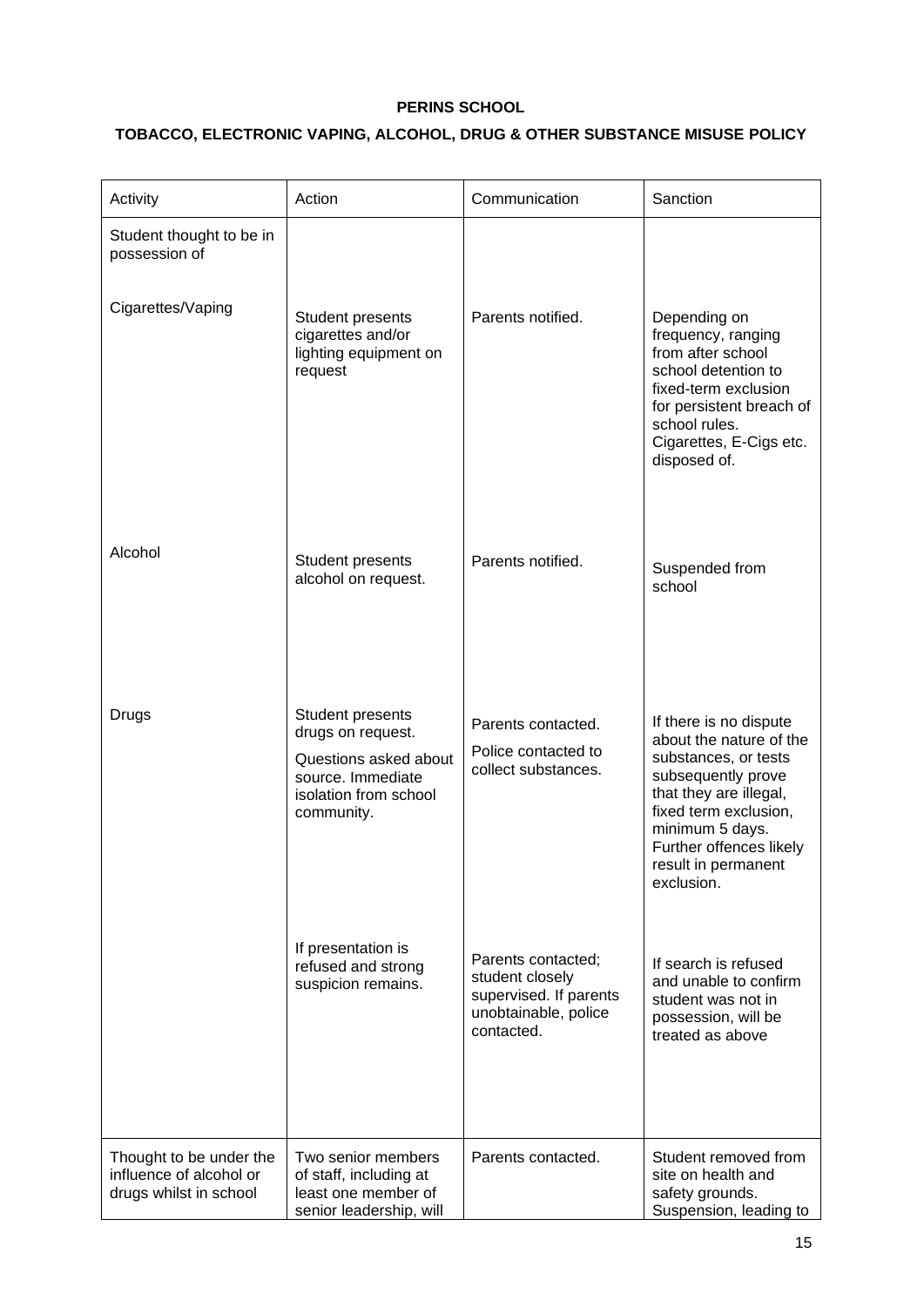**PERINS SCHOOL**

**TOBACCO, ELECTRONIC VAPING, ALCOHOL, DRUG & OTHER SUBSTANCE MISUSE POLICY**

| Activity | Action | Communication | Sanction |
|---|---|---|---|
| Student thought to be in possession of | | | |
| Cigarettes/Vaping | Student presents cigarettes and/or lighting equipment on request | Parents notified. | Depending on frequency, ranging from after school school detention to fixed-term exclusion for persistent breach of school rules. Cigarettes, E-Cigs etc. disposed of. |
| Alcohol | Student presents alcohol on request. | Parents notified. | Suspended from school |
| Drugs | Student presents drugs on request. Questions asked about source. Immediate isolation from school community. | Parents contacted. Police contacted to collect substances. | If there is no dispute about the nature of the substances, or tests subsequently prove that they are illegal, fixed term exclusion, minimum 5 days. Further offences likely result in permanent exclusion. |
| | If presentation is refused and strong suspicion remains. | Parents contacted; student closely supervised. If parents unobtainable, police contacted. | If search is refused and unable to confirm student was not in possession, will be treated as above |
| Thought to be under the influence of alcohol or drugs whilst in school | Two senior members of staff, including at least one member of senior leadership, will | Parents contacted. | Student removed from site on health and safety grounds. Suspension, leading to |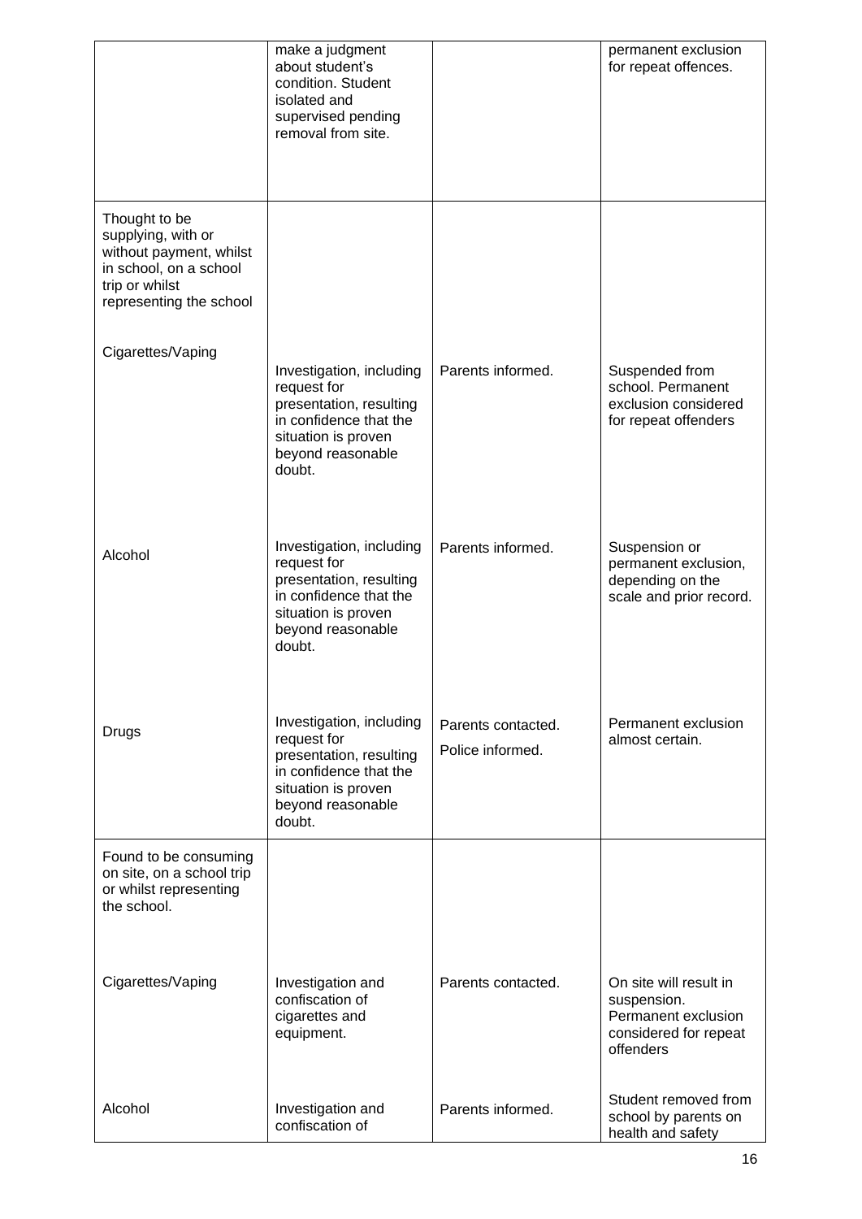| | | | |
|---|---|---|---|
| | make a judgment about student's condition. Student isolated and supervised pending removal from site. | | permanent exclusion for repeat offences. |
| Thought to be supplying, with or without payment, whilst in school, on a school trip or whilst representing the school | | | |
| Cigarettes/Vaping | Investigation, including request for presentation, resulting in confidence that the situation is proven beyond reasonable doubt. | Parents informed. | Suspended from school. Permanent exclusion considered for repeat offenders |
| Alcohol | Investigation, including request for presentation, resulting in confidence that the situation is proven beyond reasonable doubt. | Parents informed. | Suspension or permanent exclusion, depending on the scale and prior record. |
| Drugs | Investigation, including request for presentation, resulting in confidence that the situation is proven beyond reasonable doubt. | Parents contacted.<br><br>Police informed. | Permanent exclusion almost certain. |
| Found to be consuming on site, on a school trip or whilst representing the school. | | | |
| Cigarettes/Vaping | Investigation and confiscation of cigarettes and equipment. | Parents contacted. | On site will result in suspension. Permanent exclusion considered for repeat offenders |
| Alcohol | Investigation and confiscation of | Parents informed. | Student removed from school by parents on health and safety |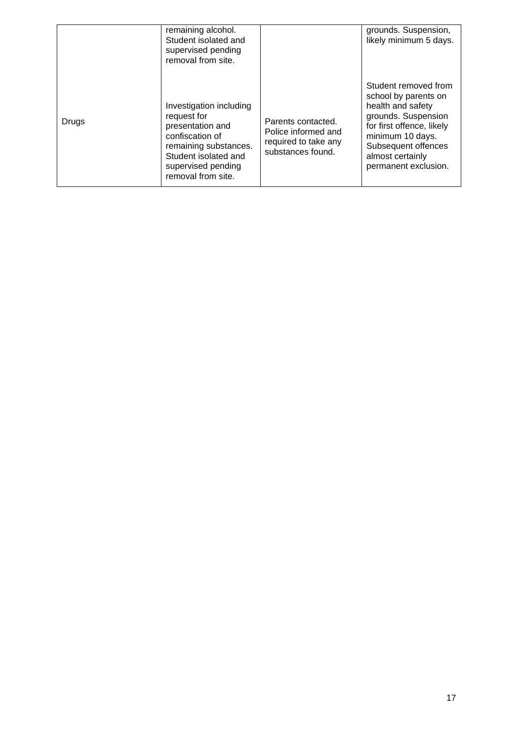| | | | |
|---|---|---|---|
| | remaining alcohol. Student isolated and supervised pending removal from site. | | grounds. Suspension, likely minimum 5 days. |
| Drugs | Investigation including request for presentation and confiscation of remaining substances. Student isolated and supervised pending removal from site. | Parents contacted. Police informed and required to take any substances found. | Student removed from school by parents on health and safety grounds. Suspension for first offence, likely minimum 10 days. Subsequent offences almost certainly permanent exclusion. |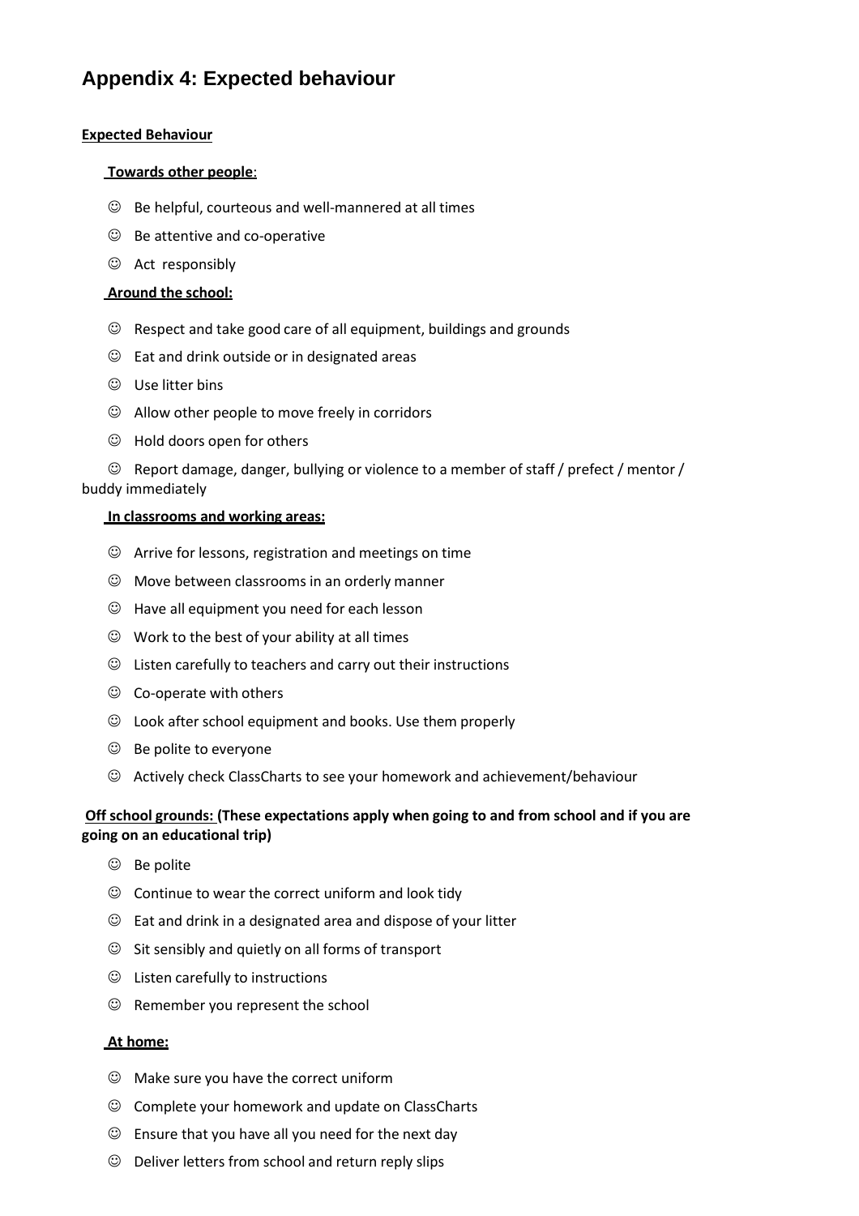# Appendix 4: Expected behaviour

**Expected Behaviour**

**Towards other people**:

- ☺ Be helpful, courteous and well-mannered at all times
- ☺ Be attentive and co-operative
- ☺ Act responsibly

**Around the school:**

- ☺ Respect and take good care of all equipment, buildings and grounds
- ☺ Eat and drink outside or in designated areas
- ☺ Use litter bins
- ☺ Allow other people to move freely in corridors
- ☺ Hold doors open for others
- ☺ Report damage, danger, bullying or violence to a member of staff / prefect / mentor / buddy immediately

**In classrooms and working areas:**

- ☺ Arrive for lessons, registration and meetings on time
- ☺ Move between classrooms in an orderly manner
- ☺ Have all equipment you need for each lesson
- ☺ Work to the best of your ability at all times
- ☺ Listen carefully to teachers and carry out their instructions
- ☺ Co-operate with others
- ☺ Look after school equipment and books. Use them properly
- ☺ Be polite to everyone
- ☺ Actively check ClassCharts to see your homework and achievement/behaviour

**Off school grounds: (These expectations apply when going to and from school and if you are going on an educational trip)**

- ☺ Be polite
- ☺ Continue to wear the correct uniform and look tidy
- ☺ Eat and drink in a designated area and dispose of your litter
- ☺ Sit sensibly and quietly on all forms of transport
- ☺ Listen carefully to instructions
- ☺ Remember you represent the school

**At home:**

- ☺ Make sure you have the correct uniform
- ☺ Complete your homework and update on ClassCharts
- ☺ Ensure that you have all you need for the next day
- ☺ Deliver letters from school and return reply slips